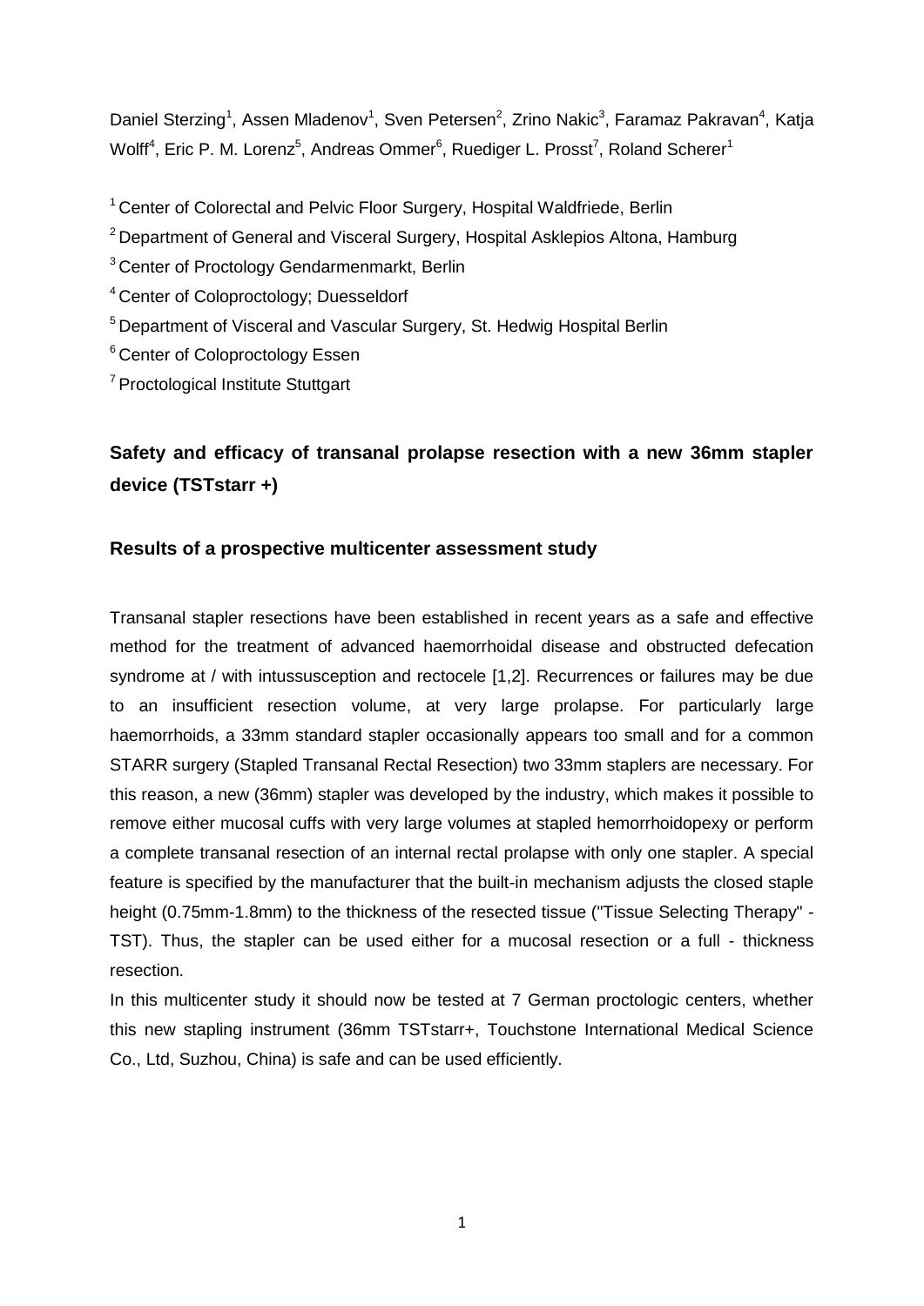Daniel Sterzing[1], Assen Mladenov[1], Sven Petersen[2], Zrino Nakic[3], Faramaz Pakravan[4], Katja Wolff[4], Eric P. M. Lorenz[5], Andreas Ommer[6], Ruediger L. Prosst[7], Roland Scherer[1]

[1] Center of Colorectal and Pelvic Floor Surgery, Hospital Waldfriede, Berlin

[2] Department of General and Visceral Surgery, Hospital Asklepios Altona, Hamburg

[3] Center of Proctology Gendarmenmarkt, Berlin

[4] Center of Coloproctology; Duesseldorf

[5] Department of Visceral and Vascular Surgery, St. Hedwig Hospital Berlin

[6] Center of Coloproctology Essen

[7] Proctological Institute Stuttgart

## Safety and efficacy of transanal prolapse resection with a new 36mm stapler device (TSTstarr +)

### Results of a prospective multicenter assessment study

Transanal stapler resections have been established in recent years as a safe and effective method for the treatment of advanced haemorrhoidal disease and obstructed defecation syndrome at / with intussusception and rectocele [1,2]. Recurrences or failures may be due to an insufficient resection volume, at very large prolapse. For particularly large haemorrhoids, a 33mm standard stapler occasionally appears too small and for a common STARR surgery (Stapled Transanal Rectal Resection) two 33mm staplers are necessary. For this reason, a new (36mm) stapler was developed by the industry, which makes it possible to remove either mucosal cuffs with very large volumes at stapled hemorrhoidopexy or perform a complete transanal resection of an internal rectal prolapse with only one stapler. A special feature is specified by the manufacturer that the built-in mechanism adjusts the closed staple height (0.75mm-1.8mm) to the thickness of the resected tissue ("Tissue Selecting Therapy" - TST). Thus, the stapler can be used either for a mucosal resection or a full - thickness resection.

In this multicenter study it should now be tested at 7 German proctologic centers, whether this new stapling instrument (36mm TSTstarr+, Touchstone International Medical Science Co., Ltd, Suzhou, China) is safe and can be used efficiently.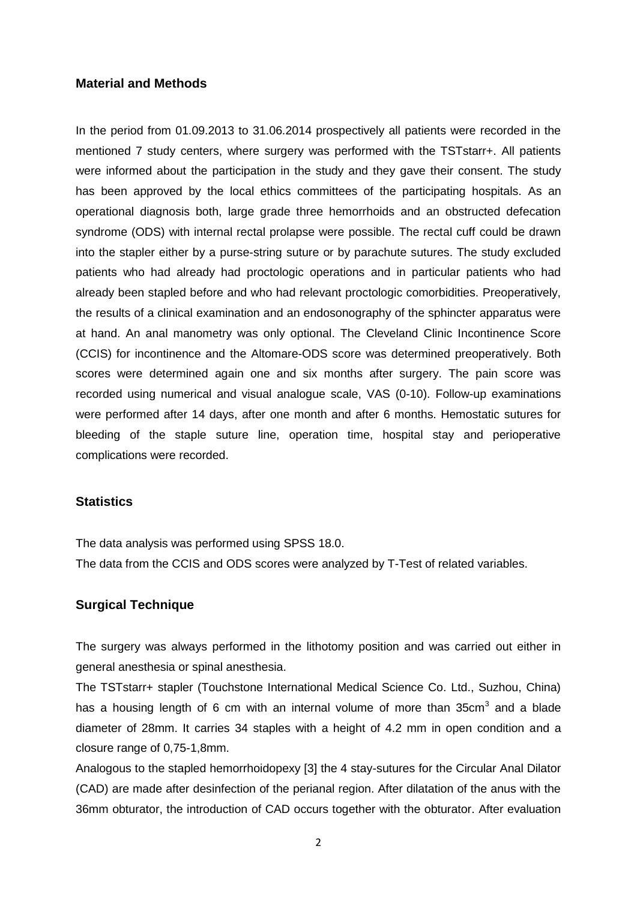## Material and Methods

In the period from 01.09.2013 to 31.06.2014 prospectively all patients were recorded in the mentioned 7 study centers, where surgery was performed with the TSTstarr+. All patients were informed about the participation in the study and they gave their consent. The study has been approved by the local ethics committees of the participating hospitals. As an operational diagnosis both, large grade three hemorrhoids and an obstructed defecation syndrome (ODS) with internal rectal prolapse were possible. The rectal cuff could be drawn into the stapler either by a purse-string suture or by parachute sutures. The study excluded patients who had already had proctologic operations and in particular patients who had already been stapled before and who had relevant proctologic comorbidities. Preoperatively, the results of a clinical examination and an endosonography of the sphincter apparatus were at hand. An anal manometry was only optional. The Cleveland Clinic Incontinence Score (CCIS) for incontinence and the Altomare-ODS score was determined preoperatively. Both scores were determined again one and six months after surgery. The pain score was recorded using numerical and visual analogue scale, VAS (0-10). Follow-up examinations were performed after 14 days, after one month and after 6 months. Hemostatic sutures for bleeding of the staple suture line, operation time, hospital stay and perioperative complications were recorded.

## Statistics

The data analysis was performed using SPSS 18.0.

The data from the CCIS and ODS scores were analyzed by T-Test of related variables.

## Surgical Technique

The surgery was always performed in the lithotomy position and was carried out either in general anesthesia or spinal anesthesia.

The TSTstarr+ stapler (Touchstone International Medical Science Co. Ltd., Suzhou, China) has a housing length of 6 cm with an internal volume of more than $35cm^3$ and a blade diameter of 28mm. It carries 34 staples with a height of 4.2 mm in open condition and a closure range of 0,75-1,8mm.

Analogous to the stapled hemorrhoidopexy [3] the 4 stay-sutures for the Circular Anal Dilator (CAD) are made after desinfection of the perianal region. After dilatation of the anus with the 36mm obturator, the introduction of CAD occurs together with the obturator. After evaluation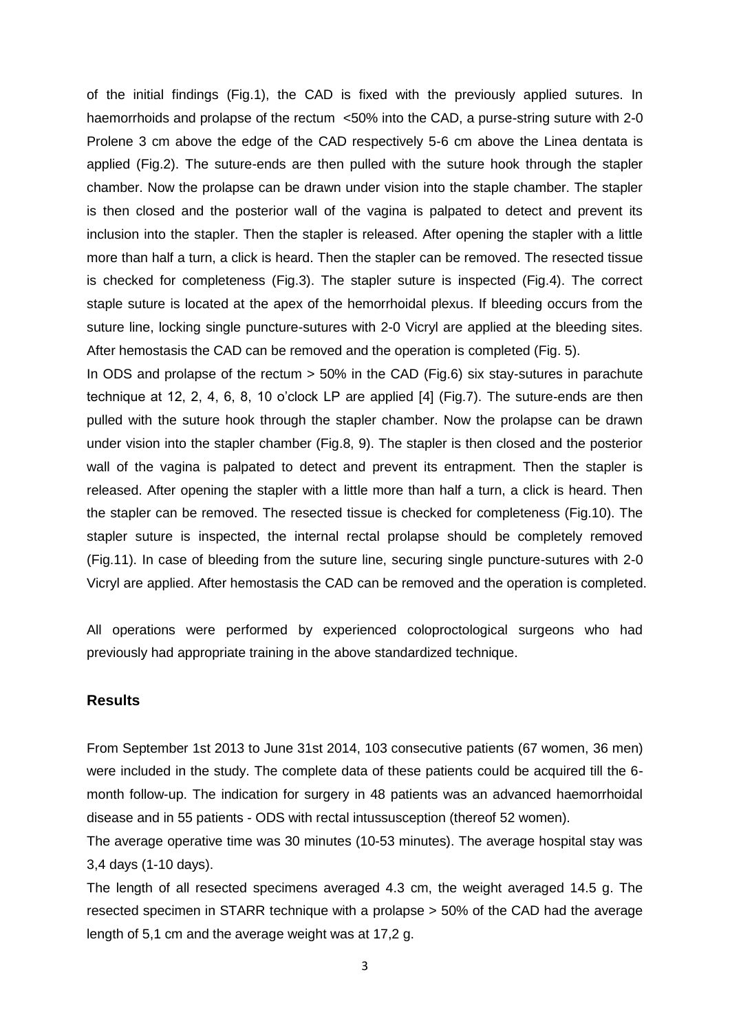of the initial findings (Fig.1), the CAD is fixed with the previously applied sutures. In haemorrhoids and prolapse of the rectum <50% into the CAD, a purse-string suture with 2-0 Prolene 3 cm above the edge of the CAD respectively 5-6 cm above the Linea dentata is applied (Fig.2). The suture-ends are then pulled with the suture hook through the stapler chamber. Now the prolapse can be drawn under vision into the staple chamber. The stapler is then closed and the posterior wall of the vagina is palpated to detect and prevent its inclusion into the stapler. Then the stapler is released. After opening the stapler with a little more than half a turn, a click is heard. Then the stapler can be removed. The resected tissue is checked for completeness (Fig.3). The stapler suture is inspected (Fig.4). The correct staple suture is located at the apex of the hemorrhoidal plexus. If bleeding occurs from the suture line, locking single puncture-sutures with 2-0 Vicryl are applied at the bleeding sites. After hemostasis the CAD can be removed and the operation is completed (Fig. 5).

In ODS and prolapse of the rectum > 50% in the CAD (Fig.6) six stay-sutures in parachute technique at 12, 2, 4, 6, 8, 10 o'clock LP are applied [4] (Fig.7). The suture-ends are then pulled with the suture hook through the stapler chamber. Now the prolapse can be drawn under vision into the stapler chamber (Fig.8, 9). The stapler is then closed and the posterior wall of the vagina is palpated to detect and prevent its entrapment. Then the stapler is released. After opening the stapler with a little more than half a turn, a click is heard. Then the stapler can be removed. The resected tissue is checked for completeness (Fig.10). The stapler suture is inspected, the internal rectal prolapse should be completely removed (Fig.11). In case of bleeding from the suture line, securing single puncture-sutures with 2-0 Vicryl are applied. After hemostasis the CAD can be removed and the operation is completed.

All operations were performed by experienced coloproctological surgeons who had previously had appropriate training in the above standardized technique.

## Results

From September 1st 2013 to June 31st 2014, 103 consecutive patients (67 women, 36 men) were included in the study. The complete data of these patients could be acquired till the 6-month follow-up. The indication for surgery in 48 patients was an advanced haemorrhoidal disease and in 55 patients - ODS with rectal intussusception (thereof 52 women).

The average operative time was 30 minutes (10-53 minutes). The average hospital stay was 3,4 days (1-10 days).

The length of all resected specimens averaged 4.3 cm, the weight averaged 14.5 g. The resected specimen in STARR technique with a prolapse > 50% of the CAD had the average length of 5,1 cm and the average weight was at 17,2 g.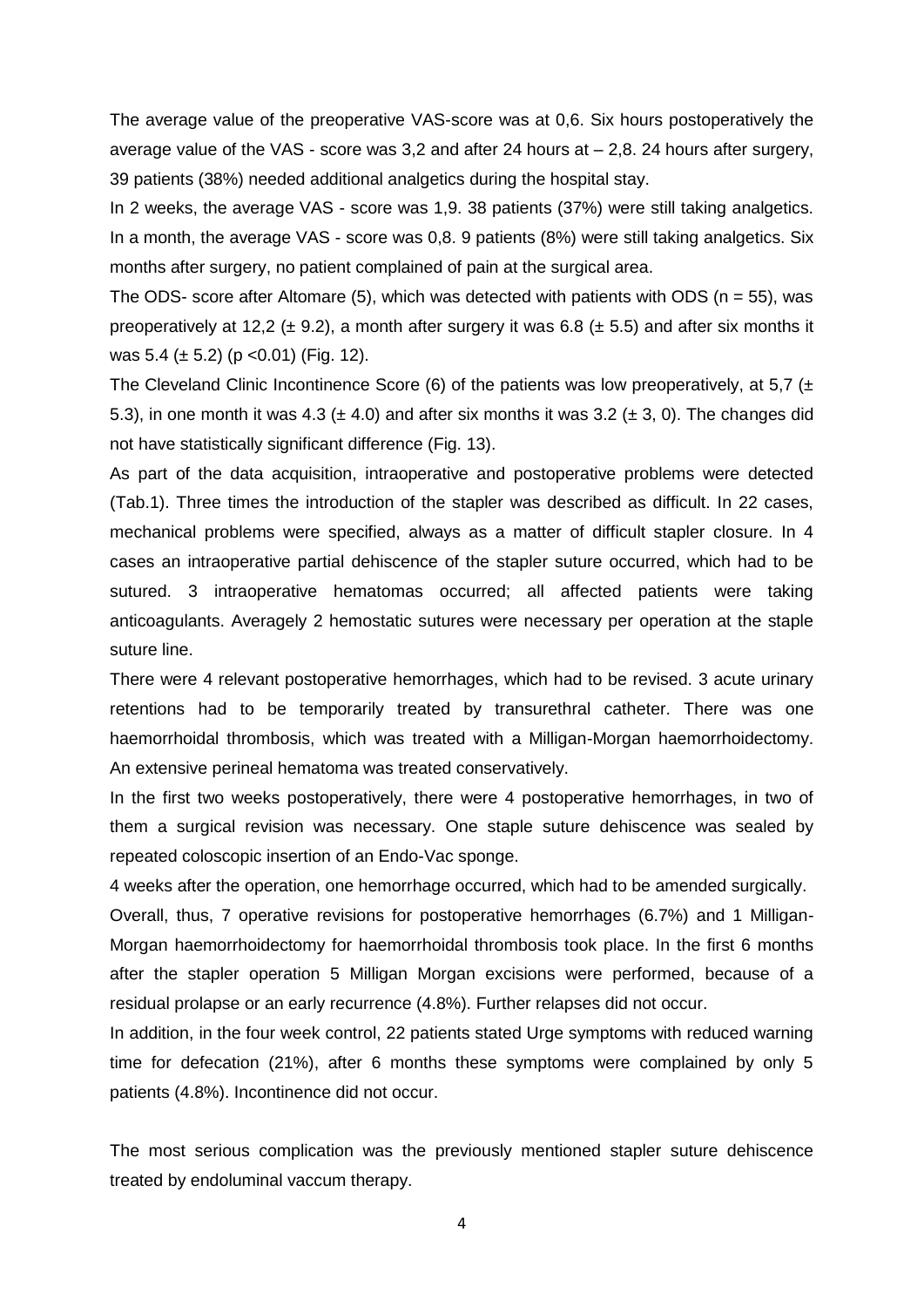The average value of the preoperative VAS-score was at 0,6. Six hours postoperatively the average value of the VAS - score was 3,2 and after 24 hours at – 2,8. 24 hours after surgery, 39 patients (38%) needed additional analgetics during the hospital stay.

In 2 weeks, the average VAS - score was 1,9. 38 patients (37%) were still taking analgetics. In a month, the average VAS - score was 0,8. 9 patients (8%) were still taking analgetics. Six months after surgery, no patient complained of pain at the surgical area.

The ODS- score after Altomare (5), which was detected with patients with ODS ($n = 55$), was preoperatively at 12,2 ($\pm$ 9.2), a month after surgery it was 6.8 ($\pm$ 5.5) and after six months it was 5.4 ($\pm$ 5.2) ($p < 0.01$) (Fig. 12).

The Cleveland Clinic Incontinence Score (6) of the patients was low preoperatively, at 5,7 ($\pm$ 5.3), in one month it was 4.3 ($\pm$ 4.0) and after six months it was 3.2 ($\pm$ 3, 0). The changes did not have statistically significant difference (Fig. 13).

As part of the data acquisition, intraoperative and postoperative problems were detected (Tab.1). Three times the introduction of the stapler was described as difficult. In 22 cases, mechanical problems were specified, always as a matter of difficult stapler closure. In 4 cases an intraoperative partial dehiscence of the stapler suture occurred, which had to be sutured. 3 intraoperative hematomas occurred; all affected patients were taking anticoagulants. Averagely 2 hemostatic sutures were necessary per operation at the staple suture line.

There were 4 relevant postoperative hemorrhages, which had to be revised. 3 acute urinary retentions had to be temporarily treated by transurethral catheter. There was one haemorrhoidal thrombosis, which was treated with a Milligan-Morgan haemorrhoidectomy. An extensive perineal hematoma was treated conservatively.

In the first two weeks postoperatively, there were 4 postoperative hemorrhages, in two of them a surgical revision was necessary. One staple suture dehiscence was sealed by repeated coloscopic insertion of an Endo-Vac sponge.

4 weeks after the operation, one hemorrhage occurred, which had to be amended surgically.

Overall, thus, 7 operative revisions for postoperative hemorrhages (6.7%) and 1 Milligan-Morgan haemorrhoidectomy for haemorrhoidal thrombosis took place. In the first 6 months after the stapler operation 5 Milligan Morgan excisions were performed, because of a residual prolapse or an early recurrence (4.8%). Further relapses did not occur.

In addition, in the four week control, 22 patients stated Urge symptoms with reduced warning time for defecation (21%), after 6 months these symptoms were complained by only 5 patients (4.8%). Incontinence did not occur.

The most serious complication was the previously mentioned stapler suture dehiscence treated by endoluminal vaccum therapy.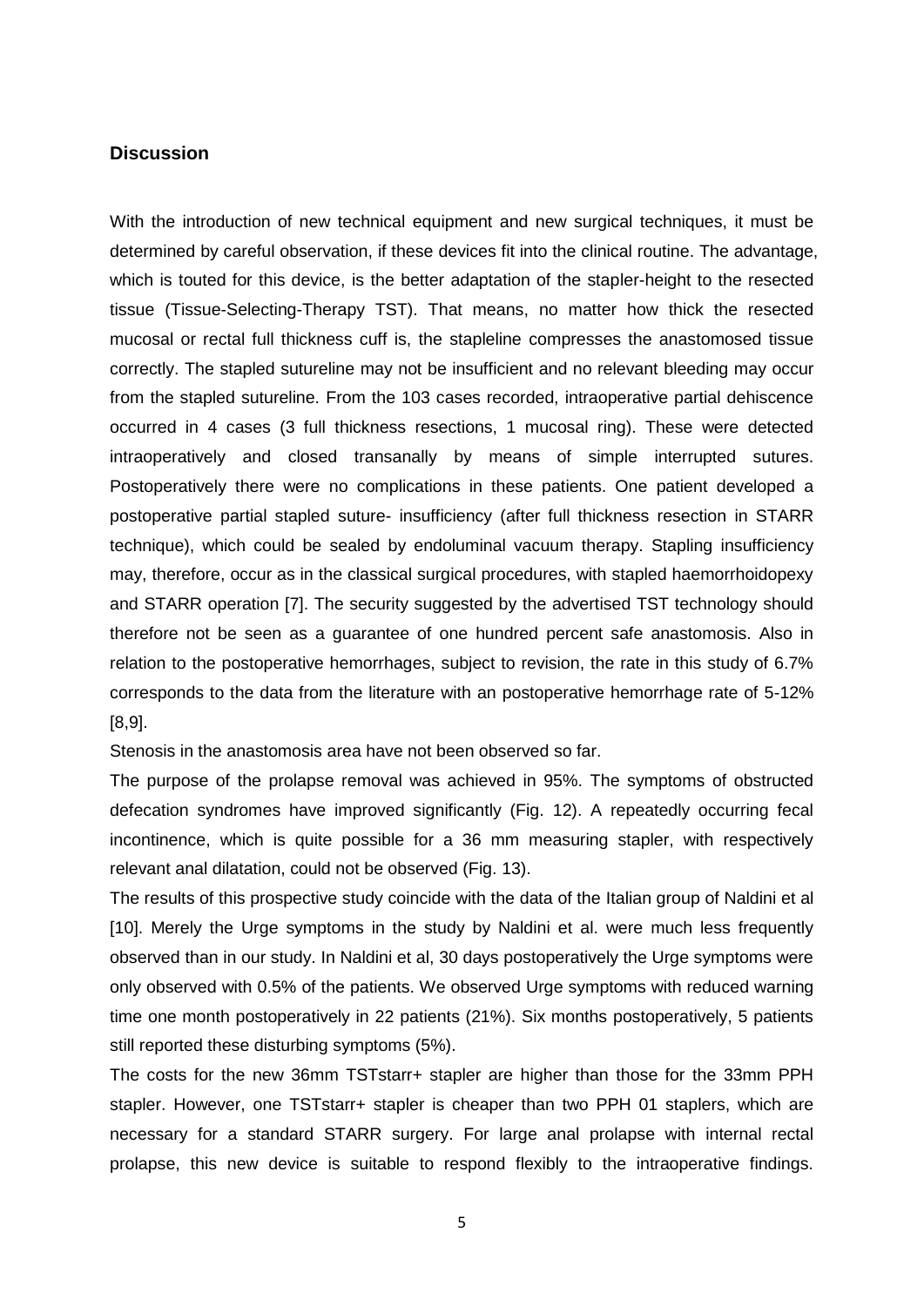## Discussion

With the introduction of new technical equipment and new surgical techniques, it must be determined by careful observation, if these devices fit into the clinical routine. The advantage, which is touted for this device, is the better adaptation of the stapler-height to the resected tissue (Tissue-Selecting-Therapy TST). That means, no matter how thick the resected mucosal or rectal full thickness cuff is, the stapleline compresses the anastomosed tissue correctly. The stapled sutureline may not be insufficient and no relevant bleeding may occur from the stapled sutureline. From the 103 cases recorded, intraoperative partial dehiscence occurred in 4 cases (3 full thickness resections, 1 mucosal ring). These were detected intraoperatively and closed transanally by means of simple interrupted sutures. Postoperatively there were no complications in these patients. One patient developed a postoperative partial stapled suture- insufficiency (after full thickness resection in STARR technique), which could be sealed by endoluminal vacuum therapy. Stapling insufficiency may, therefore, occur as in the classical surgical procedures, with stapled haemorrhoidopexy and STARR operation [7]. The security suggested by the advertised TST technology should therefore not be seen as a guarantee of one hundred percent safe anastomosis. Also in relation to the postoperative hemorrhages, subject to revision, the rate in this study of 6.7% corresponds to the data from the literature with an postoperative hemorrhage rate of 5-12% [8,9].

Stenosis in the anastomosis area have not been observed so far.

The purpose of the prolapse removal was achieved in 95%. The symptoms of obstructed defecation syndromes have improved significantly (Fig. 12). A repeatedly occurring fecal incontinence, which is quite possible for a 36 mm measuring stapler, with respectively relevant anal dilatation, could not be observed (Fig. 13).

The results of this prospective study coincide with the data of the Italian group of Naldini et al [10]. Merely the Urge symptoms in the study by Naldini et al. were much less frequently observed than in our study. In Naldini et al, 30 days postoperatively the Urge symptoms were only observed with 0.5% of the patients. We observed Urge symptoms with reduced warning time one month postoperatively in 22 patients (21%). Six months postoperatively, 5 patients still reported these disturbing symptoms (5%).

The costs for the new 36mm TSTstarr+ stapler are higher than those for the 33mm PPH stapler. However, one TSTstarr+ stapler is cheaper than two PPH 01 staplers, which are necessary for a standard STARR surgery. For large anal prolapse with internal rectal prolapse, this new device is suitable to respond flexibly to the intraoperative findings.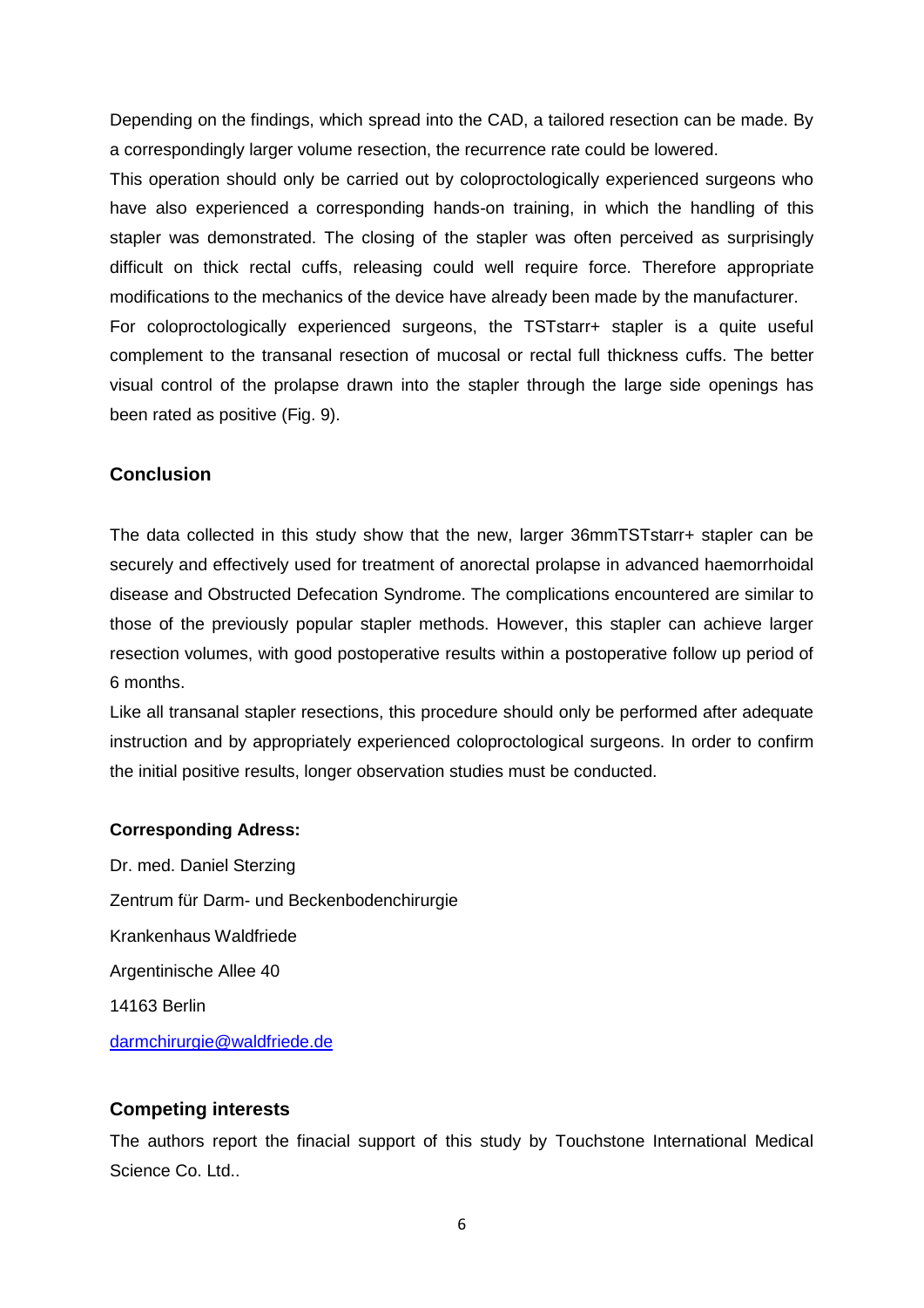Depending on the findings, which spread into the CAD, a tailored resection can be made. By a correspondingly larger volume resection, the recurrence rate could be lowered.

This operation should only be carried out by coloproctologically experienced surgeons who have also experienced a corresponding hands-on training, in which the handling of this stapler was demonstrated. The closing of the stapler was often perceived as surprisingly difficult on thick rectal cuffs, releasing could well require force. Therefore appropriate modifications to the mechanics of the device have already been made by the manufacturer.

For coloproctologically experienced surgeons, the TSTstarr+ stapler is a quite useful complement to the transanal resection of mucosal or rectal full thickness cuffs. The better visual control of the prolapse drawn into the stapler through the large side openings has been rated as positive (Fig. 9).

## Conclusion

The data collected in this study show that the new, larger 36mmTSTstarr+ stapler can be securely and effectively used for treatment of anorectal prolapse in advanced haemorrhoidal disease and Obstructed Defecation Syndrome. The complications encountered are similar to those of the previously popular stapler methods. However, this stapler can achieve larger resection volumes, with good postoperative results within a postoperative follow up period of 6 months.

Like all transanal stapler resections, this procedure should only be performed after adequate instruction and by appropriately experienced coloproctological surgeons. In order to confirm the initial positive results, longer observation studies must be conducted.

**Corresponding Adress:**

Dr. med. Daniel Sterzing

Zentrum für Darm- und Beckenbodenchirurgie

Krankenhaus Waldfriede

Argentinische Allee 40

14163 Berlin

darmchirurgie@waldfriede.de

## Competing interests

The authors report the finacial support of this study by Touchstone International Medical Science Co. Ltd..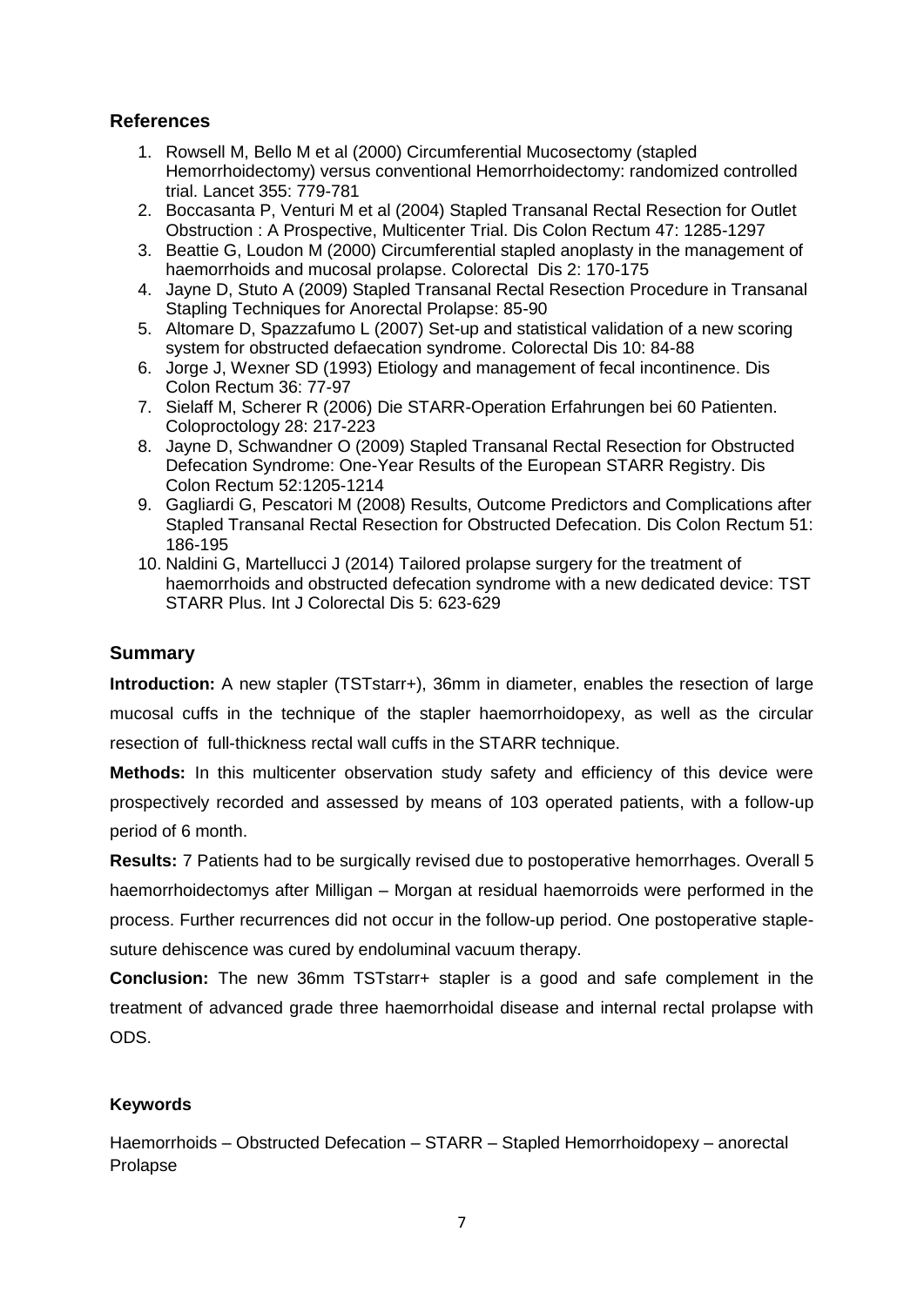## References

1. Rowsell M, Bello M et al (2000) Circumferential Mucosectomy (stapled Hemorrhoidectomy) versus conventional Hemorrhoidectomy: randomized controlled trial. Lancet 355: 779-781
2. Boccasanta P, Venturi M et al (2004) Stapled Transanal Rectal Resection for Outlet Obstruction : A Prospective, Multicenter Trial. Dis Colon Rectum 47: 1285-1297
3. Beattie G, Loudon M (2000) Circumferential stapled anoplasty in the management of haemorrhoids and mucosal prolapse. Colorectal Dis 2: 170-175
4. Jayne D, Stuto A (2009) Stapled Transanal Rectal Resection Procedure in Transanal Stapling Techniques for Anorectal Prolapse: 85-90
5. Altomare D, Spazzafumo L (2007) Set-up and statistical validation of a new scoring system for obstructed defaecation syndrome. Colorectal Dis 10: 84-88
6. Jorge J, Wexner SD (1993) Etiology and management of fecal incontinence. Dis Colon Rectum 36: 77-97
7. Sielaff M, Scherer R (2006) Die STARR-Operation Erfahrungen bei 60 Patienten. Coloproctology 28: 217-223
8. Jayne D, Schwandner O (2009) Stapled Transanal Rectal Resection for Obstructed Defecation Syndrome: One-Year Results of the European STARR Registry. Dis Colon Rectum 52:1205-1214
9. Gagliardi G, Pescatori M (2008) Results, Outcome Predictors and Complications after Stapled Transanal Rectal Resection for Obstructed Defecation. Dis Colon Rectum 51: 186-195
10. Naldini G, Martellucci J (2014) Tailored prolapse surgery for the treatment of haemorrhoids and obstructed defecation syndrome with a new dedicated device: TST STARR Plus. Int J Colorectal Dis 5: 623-629

## Summary

**Introduction:** A new stapler (TSTstarr+), 36mm in diameter, enables the resection of large mucosal cuffs in the technique of the stapler haemorrhoidopexy, as well as the circular resection of full-thickness rectal wall cuffs in the STARR technique.

**Methods:** In this multicenter observation study safety and efficiency of this device were prospectively recorded and assessed by means of 103 operated patients, with a follow-up period of 6 month.

**Results:** 7 Patients had to be surgically revised due to postoperative hemorrhages. Overall 5 haemorrhoidectomys after Milligan – Morgan at residual haemorroids were performed in the process. Further recurrences did not occur in the follow-up period. One postoperative staple-suture dehiscence was cured by endoluminal vacuum therapy.

**Conclusion:** The new 36mm TSTstarr+ stapler is a good and safe complement in the treatment of advanced grade three haemorrhoidal disease and internal rectal prolapse with ODS.

### Keywords

Haemorrhoids – Obstructed Defecation – STARR – Stapled Hemorrhoidopexy – anorectal Prolapse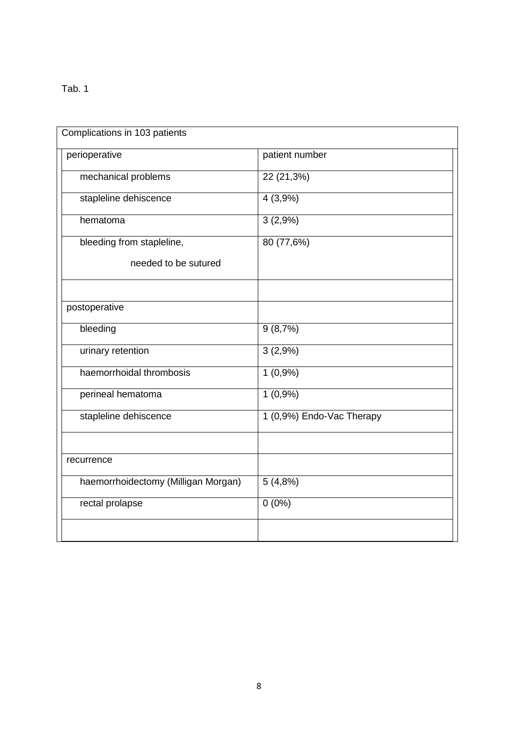Tab. 1

| Complications in 103 patients | |
|---|---|
| perioperative | patient number |
| mechanical problems | 22 (21,3%) |
| stapleline dehiscence | 4 (3,9%) |
| hematoma | 3 (2,9%) |
| bleeding from stapleline, needed to be sutured | 80 (77,6%) |
| | |
| postoperative | |
| bleeding | 9 (8,7%) |
| urinary retention | 3 (2,9%) |
| haemorrhoidal thrombosis | 1 (0,9%) |
| perineal hematoma | 1 (0,9%) |
| stapleline dehiscence | 1 (0,9%) Endo-Vac Therapy |
| | |
| recurrence | |
| haemorrhoidectomy (Milligan Morgan) | 5 (4,8%) |
| rectal prolapse | 0 (0%) |
| | |